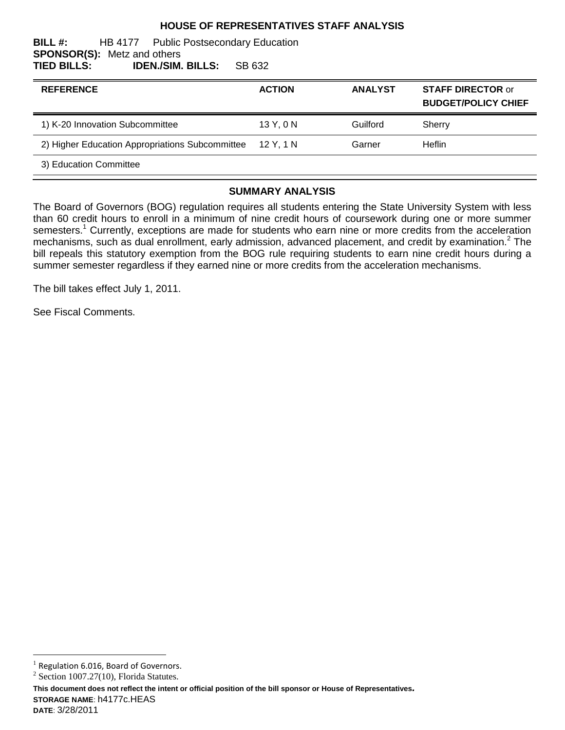**HOUSE OF REPRESENTATIVES STAFF ANALYSIS**

**BILL #:** HB 4177 Public Postsecondary Education
**SPONSOR(S):** Metz and others
**TIED BILLS:** **IDEN./SIM. BILLS:** SB 632

| REFERENCE | ACTION | ANALYST | STAFF DIRECTOR or BUDGET/POLICY CHIEF |
|---|---|---|---|
| 1) K-20 Innovation Subcommittee | 13 Y, 0 N | Guilford | Sherry |
| 2) Higher Education Appropriations Subcommittee | 12 Y, 1 N | Garner | Heflin |
| 3) Education Committee | | | |

## SUMMARY ANALYSIS

The Board of Governors (BOG) regulation requires all students entering the State University System with less than 60 credit hours to enroll in a minimum of nine credit hours of coursework during one or more summer semesters.[1] Currently, exceptions are made for students who earn nine or more credits from the acceleration mechanisms, such as dual enrollment, early admission, advanced placement, and credit by examination.[2] The bill repeals this statutory exemption from the BOG rule requiring students to earn nine credit hours during a summer semester regardless if they earned nine or more credits from the acceleration mechanisms.

The bill takes effect July 1, 2011.

See Fiscal Comments.

---

[1] Regulation 6.016, Board of Governors.
[2] Section 1007.27(10), Florida Statutes.

**This document does not reflect the intent or official position of the bill sponsor or House of Representatives.**
**STORAGE NAME**: h4177c.HEAS
**DATE**: 3/28/2011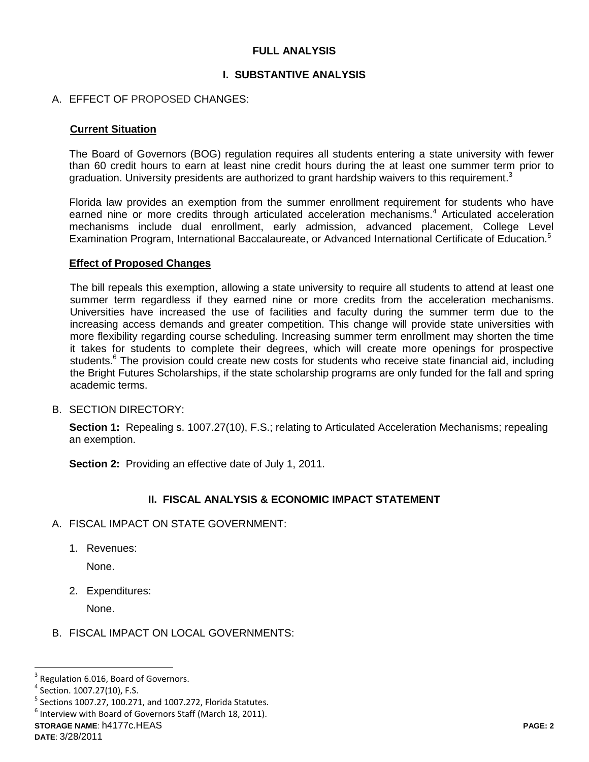**FULL ANALYSIS**

**I. SUBSTANTIVE ANALYSIS**

A. EFFECT OF PROPOSED CHANGES:

**Current Situation**

The Board of Governors (BOG) regulation requires all students entering a state university with fewer than 60 credit hours to earn at least nine credit hours during the at least one summer term prior to graduation. University presidents are authorized to grant hardship waivers to this requirement.[3]

Florida law provides an exemption from the summer enrollment requirement for students who have earned nine or more credits through articulated acceleration mechanisms.[4] Articulated acceleration mechanisms include dual enrollment, early admission, advanced placement, College Level Examination Program, International Baccalaureate, or Advanced International Certificate of Education.[5]

**Effect of Proposed Changes**

The bill repeals this exemption, allowing a state university to require all students to attend at least one summer term regardless if they earned nine or more credits from the acceleration mechanisms. Universities have increased the use of facilities and faculty during the summer term due to the increasing access demands and greater competition. This change will provide state universities with more flexibility regarding course scheduling. Increasing summer term enrollment may shorten the time it takes for students to complete their degrees, which will create more openings for prospective students.[6] The provision could create new costs for students who receive state financial aid, including the Bright Futures Scholarships, if the state scholarship programs are only funded for the fall and spring academic terms.

B. SECTION DIRECTORY:

**Section 1:** Repealing s. 1007.27(10), F.S.; relating to Articulated Acceleration Mechanisms; repealing an exemption.

**Section 2:** Providing an effective date of July 1, 2011.

**II. FISCAL ANALYSIS & ECONOMIC IMPACT STATEMENT**

A. FISCAL IMPACT ON STATE GOVERNMENT:

1. Revenues:

   None.

2. Expenditures:

   None.

B. FISCAL IMPACT ON LOCAL GOVERNMENTS:

---

[3] Regulation 6.016, Board of Governors.
[4] Section. 1007.27(10), F.S.
[5] Sections 1007.27, 100.271, and 1007.272, Florida Statutes.
[6] Interview with Board of Governors Staff (March 18, 2011).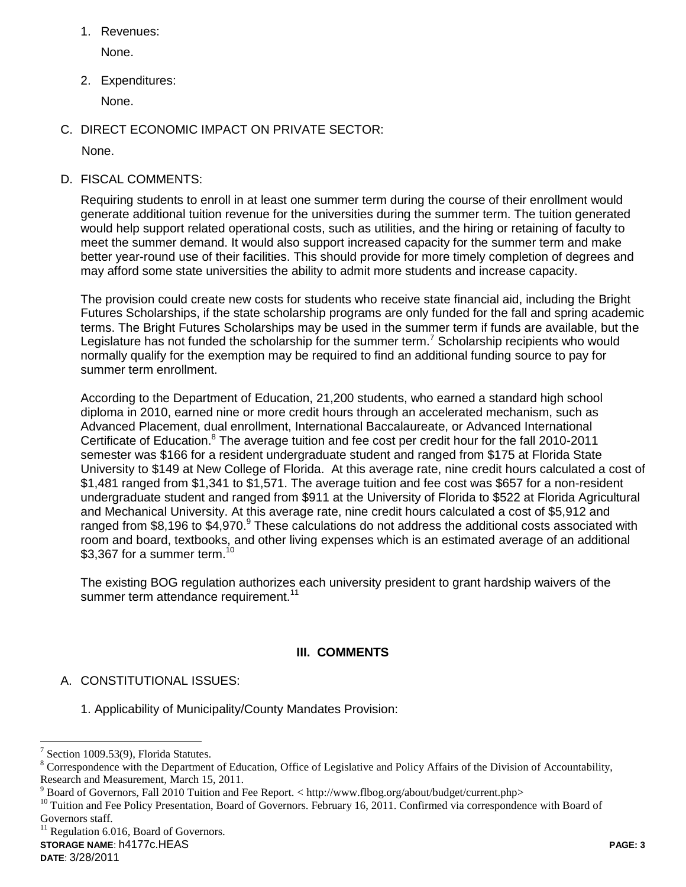1. Revenues:

   None.

2. Expenditures:

   None.

C. DIRECT ECONOMIC IMPACT ON PRIVATE SECTOR:

None.

D. FISCAL COMMENTS:

Requiring students to enroll in at least one summer term during the course of their enrollment would generate additional tuition revenue for the universities during the summer term. The tuition generated would help support related operational costs, such as utilities, and the hiring or retaining of faculty to meet the summer demand. It would also support increased capacity for the summer term and make better year-round use of their facilities. This should provide for more timely completion of degrees and may afford some state universities the ability to admit more students and increase capacity.

The provision could create new costs for students who receive state financial aid, including the Bright Futures Scholarships, if the state scholarship programs are only funded for the fall and spring academic terms. The Bright Futures Scholarships may be used in the summer term if funds are available, but the Legislature has not funded the scholarship for the summer term.[7] Scholarship recipients who would normally qualify for the exemption may be required to find an additional funding source to pay for summer term enrollment.

According to the Department of Education, 21,200 students, who earned a standard high school diploma in 2010, earned nine or more credit hours through an accelerated mechanism, such as Advanced Placement, dual enrollment, International Baccalaureate, or Advanced International Certificate of Education.[8] The average tuition and fee cost per credit hour for the fall 2010-2011 semester was $166 for a resident undergraduate student and ranged from $175 at Florida State University to $149 at New College of Florida. At this average rate, nine credit hours calculated a cost of $1,481 ranged from $1,341 to $1,571. The average tuition and fee cost was $657 for a non-resident undergraduate student and ranged from $911 at the University of Florida to $522 at Florida Agricultural and Mechanical University. At this average rate, nine credit hours calculated a cost of $5,912 and ranged from $8,196 to $4,970.[9] These calculations do not address the additional costs associated with room and board, textbooks, and other living expenses which is an estimated average of an additional $3,367 for a summer term.[10]

The existing BOG regulation authorizes each university president to grant hardship waivers of the summer term attendance requirement.[11]

## III. COMMENTS

A. CONSTITUTIONAL ISSUES:

1. Applicability of Municipality/County Mandates Provision:

---

[7] Section 1009.53(9), Florida Statutes.

[8] Correspondence with the Department of Education, Office of Legislative and Policy Affairs of the Division of Accountability, Research and Measurement, March 15, 2011.

[9] Board of Governors, Fall 2010 Tuition and Fee Report. < http://www.flbog.org/about/budget/current.php>

[10] Tuition and Fee Policy Presentation, Board of Governors. February 16, 2011. Confirmed via correspondence with Board of Governors staff.

[11] Regulation 6.016, Board of Governors.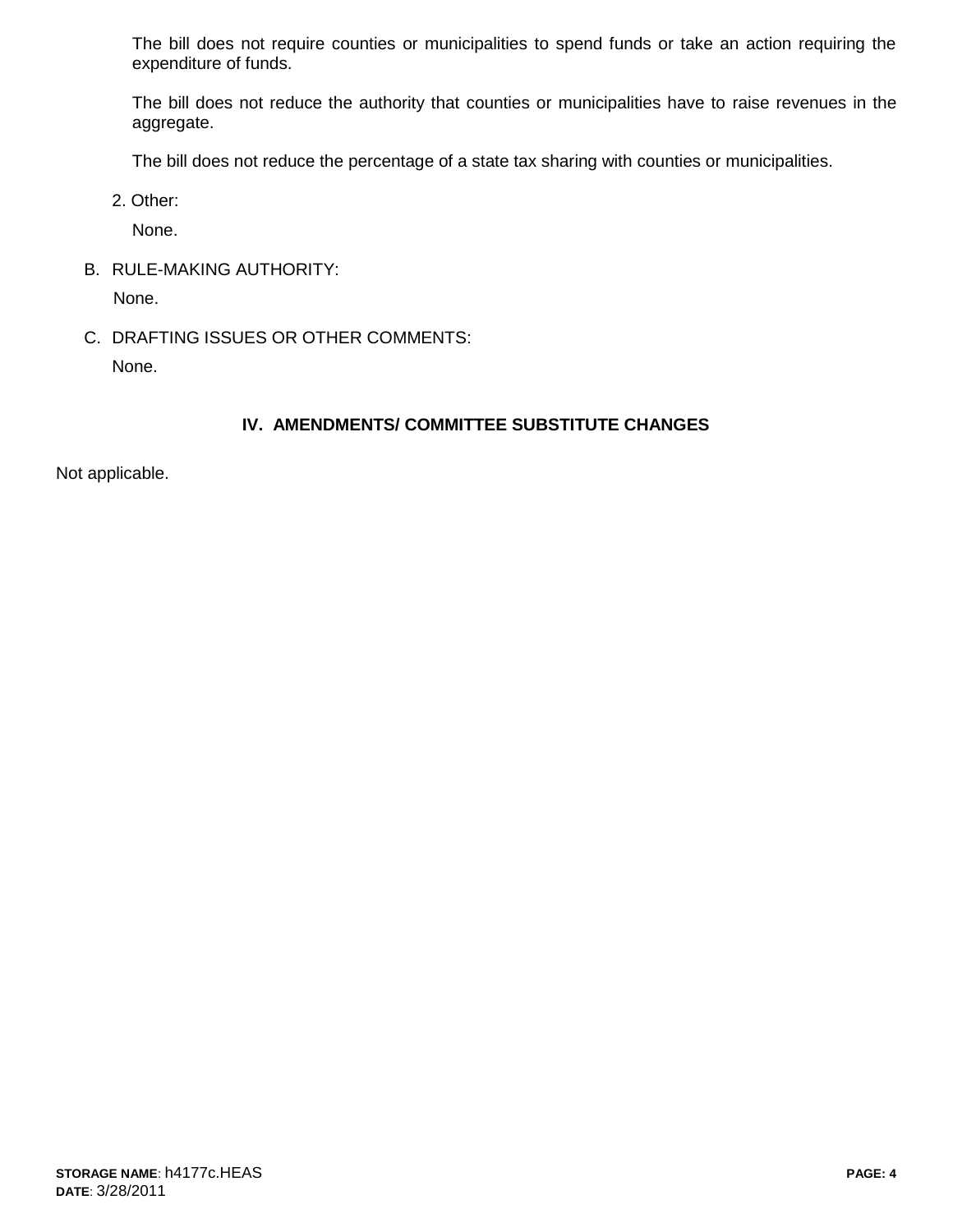The bill does not require counties or municipalities to spend funds or take an action requiring the expenditure of funds.

The bill does not reduce the authority that counties or municipalities have to raise revenues in the aggregate.

The bill does not reduce the percentage of a state tax sharing with counties or municipalities.

2. Other:

None.

B. RULE-MAKING AUTHORITY:

None.

C. DRAFTING ISSUES OR OTHER COMMENTS:

None.

## IV. AMENDMENTS/ COMMITTEE SUBSTITUTE CHANGES

Not applicable.